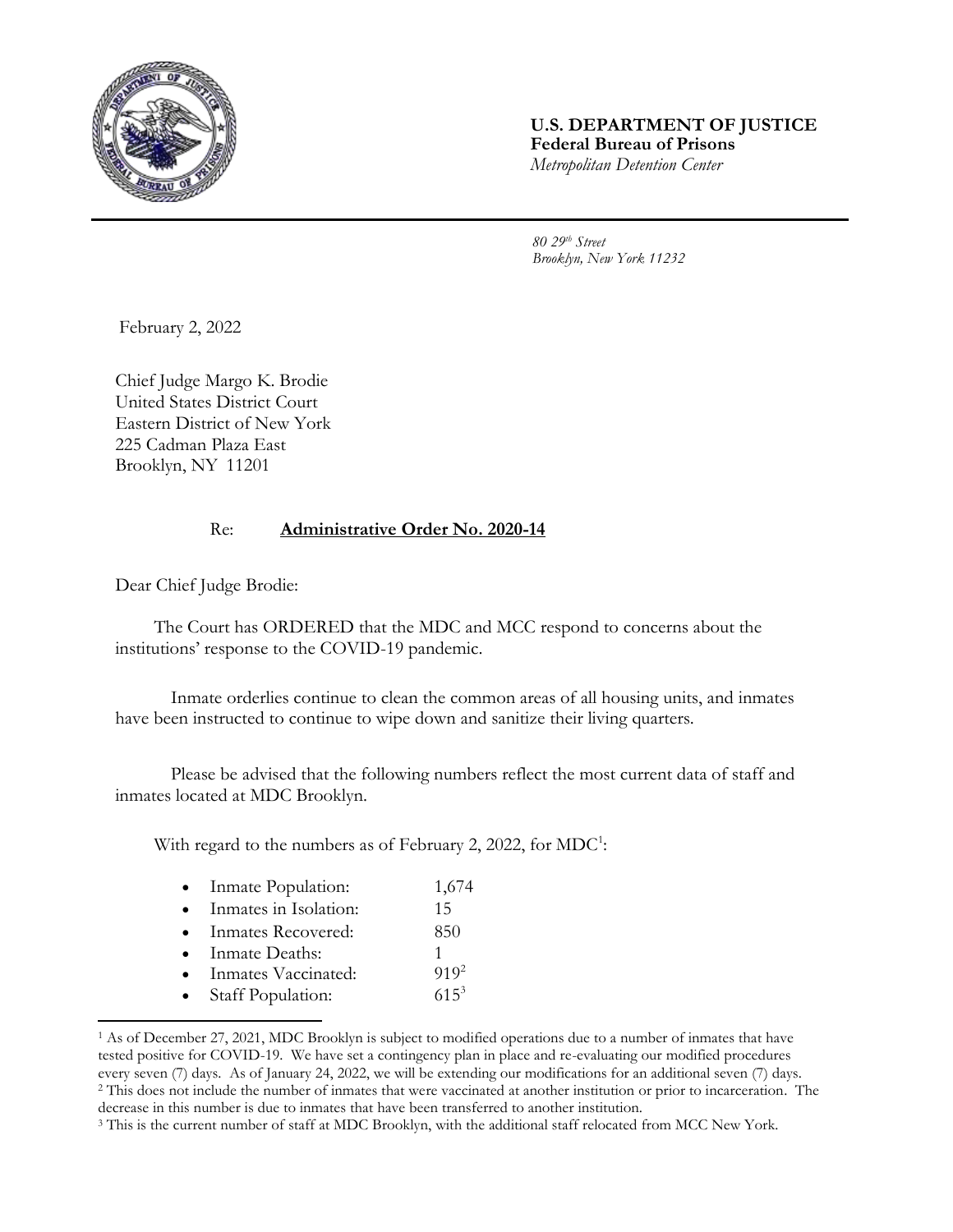**U.S. DEPARTMENT OF JUSTICE**
**Federal Bureau of Prisons**
*Metropolitan Detention Center*

*80 29th Street*
*Brooklyn, New York 11232*

February 2, 2022

Chief Judge Margo K. Brodie
United States District Court
Eastern District of New York
225 Cadman Plaza East
Brooklyn, NY 11201

Re: **Administrative Order No. 2020-14**

Dear Chief Judge Brodie:

The Court has ORDERED that the MDC and MCC respond to concerns about the institutions' response to the COVID-19 pandemic.

Inmate orderlies continue to clean the common areas of all housing units, and inmates have been instructed to continue to wipe down and sanitize their living quarters.

Please be advised that the following numbers reflect the most current data of staff and inmates located at MDC Brooklyn.

With regard to the numbers as of February 2, 2022, for MDC[1]:

- Inmate Population: 1,674
- Inmates in Isolation: 15
- Inmates Recovered: 850
- Inmate Deaths: 1
- Inmates Vaccinated: 919[2]
- Staff Population: 615[3]

---

[1] As of December 27, 2021, MDC Brooklyn is subject to modified operations due to a number of inmates that have tested positive for COVID-19. We have set a contingency plan in place and re-evaluating our modified procedures every seven (7) days. As of January 24, 2022, we will be extending our modifications for an additional seven (7) days.

[2] This does not include the number of inmates that were vaccinated at another institution or prior to incarceration. The decrease in this number is due to inmates that have been transferred to another institution.

[3] This is the current number of staff at MDC Brooklyn, with the additional staff relocated from MCC New York.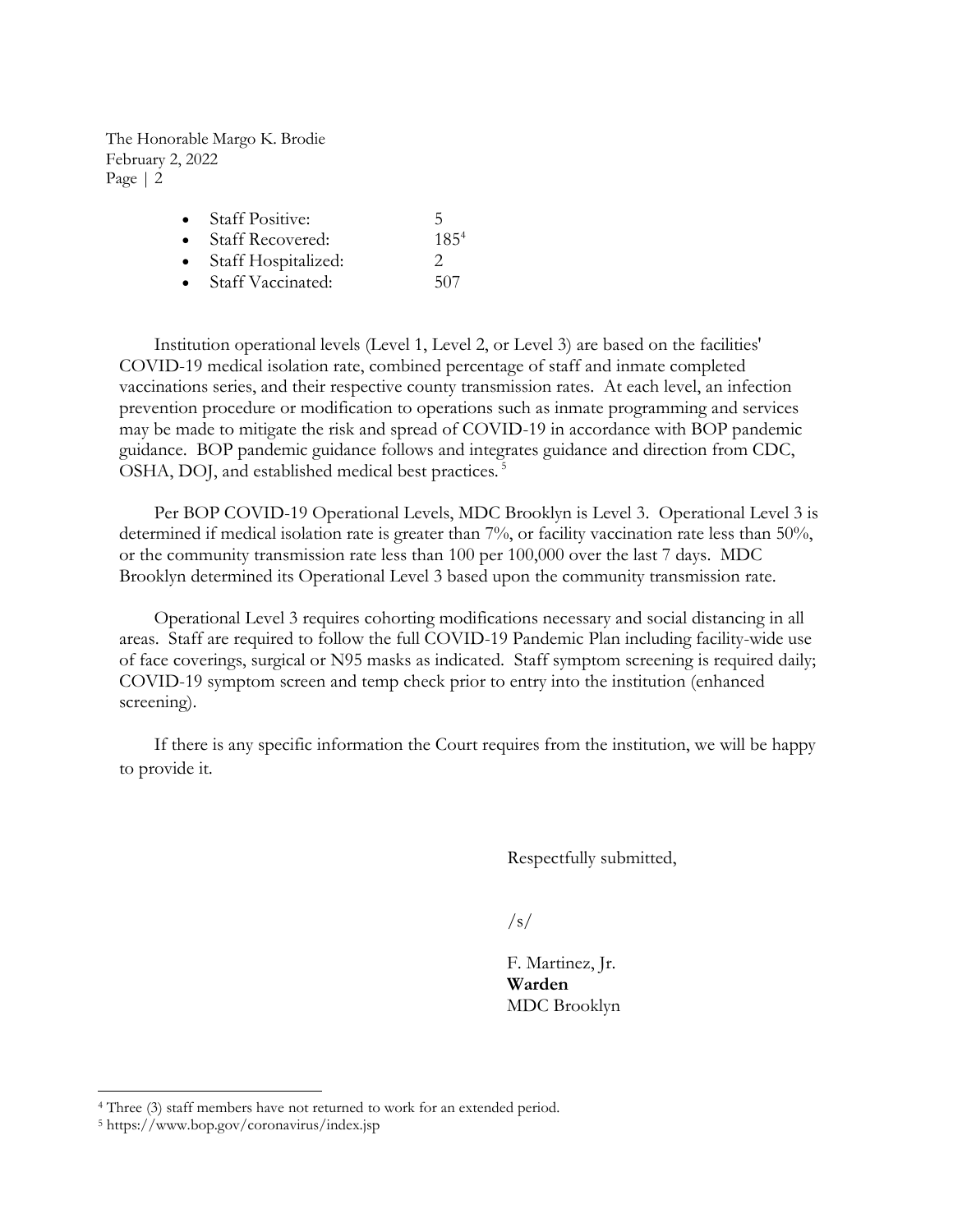The Honorable Margo K. Brodie
February 2, 2022

- Staff Positive: 5
- Staff Recovered: 185[4]
- Staff Hospitalized: 2
- Staff Vaccinated: 507

Institution operational levels (Level 1, Level 2, or Level 3) are based on the facilities' COVID-19 medical isolation rate, combined percentage of staff and inmate completed vaccinations series, and their respective county transmission rates. At each level, an infection prevention procedure or modification to operations such as inmate programming and services may be made to mitigate the risk and spread of COVID-19 in accordance with BOP pandemic guidance. BOP pandemic guidance follows and integrates guidance and direction from CDC, OSHA, DOJ, and established medical best practices.[5]

Per BOP COVID-19 Operational Levels, MDC Brooklyn is Level 3. Operational Level 3 is determined if medical isolation rate is greater than 7%, or facility vaccination rate less than 50%, or the community transmission rate less than 100 per 100,000 over the last 7 days. MDC Brooklyn determined its Operational Level 3 based upon the community transmission rate.

Operational Level 3 requires cohorting modifications necessary and social distancing in all areas. Staff are required to follow the full COVID-19 Pandemic Plan including facility-wide use of face coverings, surgical or N95 masks as indicated. Staff symptom screening is required daily; COVID-19 symptom screen and temp check prior to entry into the institution (enhanced screening).

If there is any specific information the Court requires from the institution, we will be happy to provide it.

Respectfully submitted,

/s/

F. Martinez, Jr.
**Warden**
MDC Brooklyn

---

[4] Three (3) staff members have not returned to work for an extended period.

[5] https://www.bop.gov/coronavirus/index.jsp